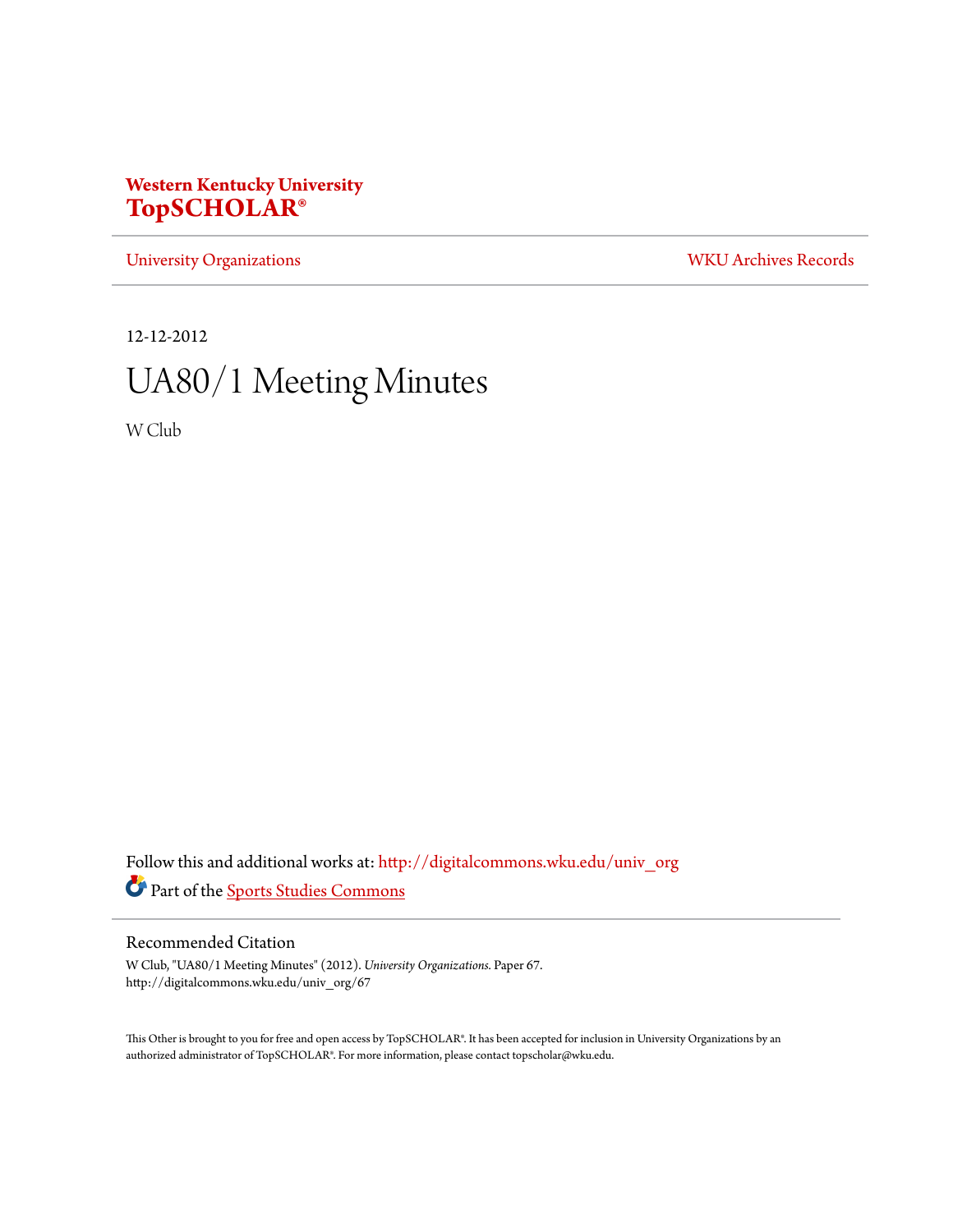**Western Kentucky University**
**TopSCHOLAR®**

University Organizations | WKU Archives Records

12-12-2012

# UA80/1 Meeting Minutes

W Club

Follow this and additional works at: http://digitalcommons.wku.edu/univ_org

Part of the Sports Studies Commons

## Recommended Citation

W Club, "UA80/1 Meeting Minutes" (2012). *University Organizations.* Paper 67.
http://digitalcommons.wku.edu/univ_org/67

This Other is brought to you for free and open access by TopSCHOLAR®. It has been accepted for inclusion in University Organizations by an authorized administrator of TopSCHOLAR®. For more information, please contact topscholar@wku.edu.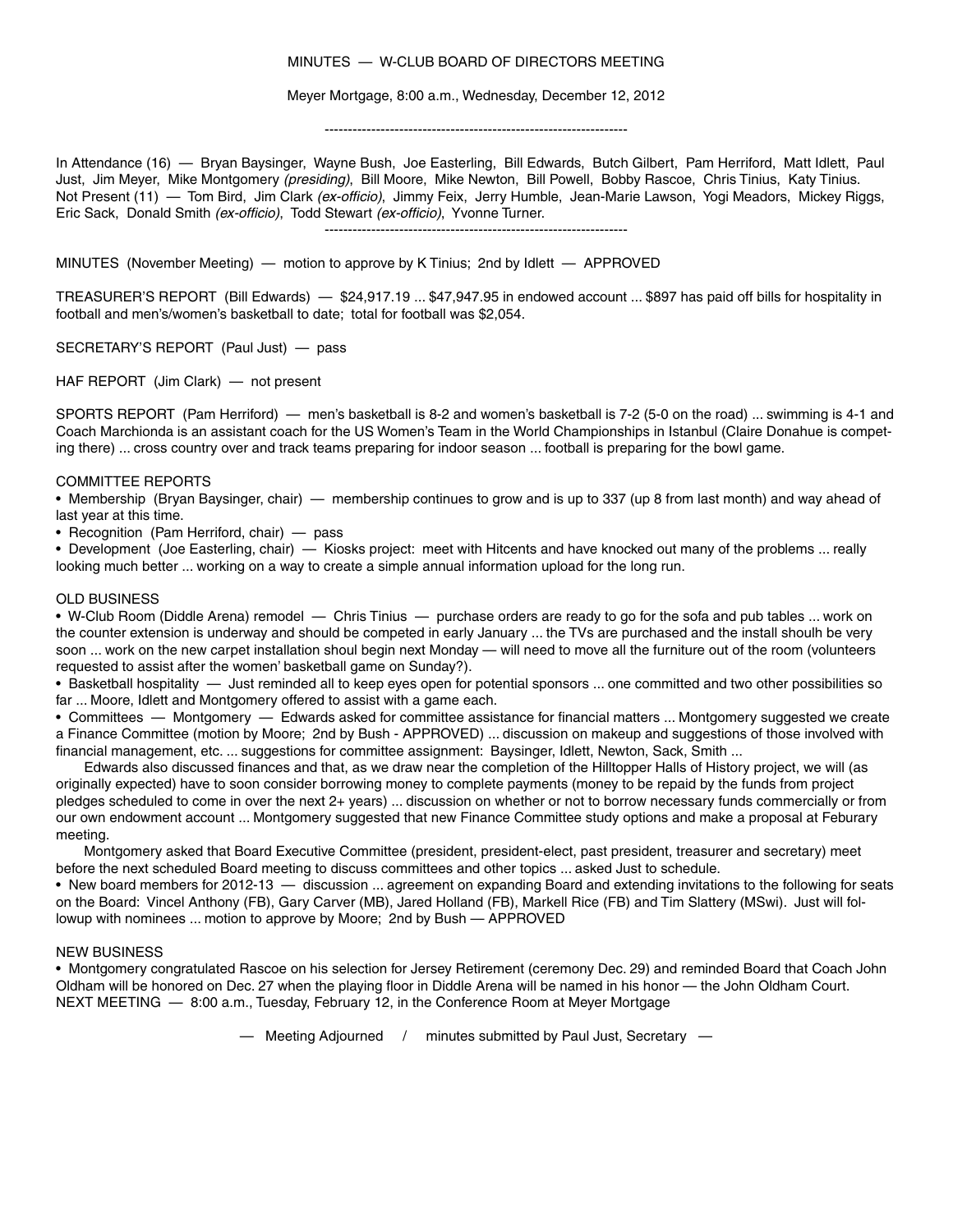MINUTES — W-CLUB BOARD OF DIRECTORS MEETING

Meyer Mortgage, 8:00 a.m., Wednesday, December 12, 2012

-----------------------------------------------------------------

In Attendance (16) — Bryan Baysinger, Wayne Bush, Joe Easterling, Bill Edwards, Butch Gilbert, Pam Herriford, Matt Idlett, Paul Just, Jim Meyer, Mike Montgomery *(presiding)*, Bill Moore, Mike Newton, Bill Powell, Bobby Rascoe, Chris Tinius, Katy Tinius.
Not Present (11) — Tom Bird, Jim Clark *(ex-officio)*, Jimmy Feix, Jerry Humble, Jean-Marie Lawson, Yogi Meadors, Mickey Riggs, Eric Sack, Donald Smith *(ex-officio)*, Todd Stewart *(ex-officio)*, Yvonne Turner.

-----------------------------------------------------------------

MINUTES (November Meeting) — motion to approve by K Tinius; 2nd by Idlett — APPROVED

TREASURER'S REPORT (Bill Edwards) — $24,917.19 ... $47,947.95 in endowed account ... $897 has paid off bills for hospitality in football and men's/women's basketball to date; total for football was $2,054.

SECRETARY'S REPORT (Paul Just) — pass

HAF REPORT (Jim Clark) — not present

SPORTS REPORT (Pam Herriford) — men's basketball is 8-2 and women's basketball is 7-2 (5-0 on the road) ... swimming is 4-1 and Coach Marchionda is an assistant coach for the US Women's Team in the World Championships in Istanbul (Claire Donahue is competing there) ... cross country over and track teams preparing for indoor season ... football is preparing for the bowl game.

COMMITTEE REPORTS

- Membership (Bryan Baysinger, chair) — membership continues to grow and is up to 337 (up 8 from last month) and way ahead of last year at this time.
- Recognition (Pam Herriford, chair) — pass
- Development (Joe Easterling, chair) — Kiosks project: meet with Hitcents and have knocked out many of the problems ... really looking much better ... working on a way to create a simple annual information upload for the long run.

OLD BUSINESS

- W-Club Room (Diddle Arena) remodel — Chris Tinius — purchase orders are ready to go for the sofa and pub tables ... work on the counter extension is underway and should be competed in early January ... the TVs are purchased and the install shoulh be very soon ... work on the new carpet installation shoul begin next Monday — will need to move all the furniture out of the room (volunteers requested to assist after the women' basketball game on Sunday?).
- Basketball hospitality — Just reminded all to keep eyes open for potential sponsors ... one committed and two other possibilities so far ... Moore, Idlett and Montgomery offered to assist with a game each.
- Committees — Montgomery — Edwards asked for committee assistance for financial matters ... Montgomery suggested we create a Finance Committee (motion by Moore; 2nd by Bush - APPROVED) ... discussion on makeup and suggestions of those involved with financial management, etc. ... suggestions for committee assignment: Baysinger, Idlett, Newton, Sack, Smith ...

  Edwards also discussed finances and that, as we draw near the completion of the Hilltopper Halls of History project, we will (as originally expected) have to soon consider borrowing money to complete payments (money to be repaid by the funds from project pledges scheduled to come in over the next 2+ years) ... discussion on whether or not to borrow necessary funds commercially or from our own endowment account ... Montgomery suggested that new Finance Committee study options and make a proposal at Feburary meeting.

  Montgomery asked that Board Executive Committee (president, president-elect, past president, treasurer and secretary) meet before the next scheduled Board meeting to discuss committees and other topics ... asked Just to schedule.
- New board members for 2012-13 — discussion ... agreement on expanding Board and extending invitations to the following for seats on the Board: Vincel Anthony (FB), Gary Carver (MB), Jared Holland (FB), Markell Rice (FB) and Tim Slattery (MSwi). Just will follow up with nominees ... motion to approve by Moore; 2nd by Bush — APPROVED

NEW BUSINESS

- Montgomery congratulated Rascoe on his selection for Jersey Retirement (ceremony Dec. 29) and reminded Board that Coach John Oldham will be honored on Dec. 27 when the playing floor in Diddle Arena will be named in his honor — the John Oldham Court.

NEXT MEETING — 8:00 a.m., Tuesday, February 12, in the Conference Room at Meyer Mortgage

— Meeting Adjourned / minutes submitted by Paul Just, Secretary —